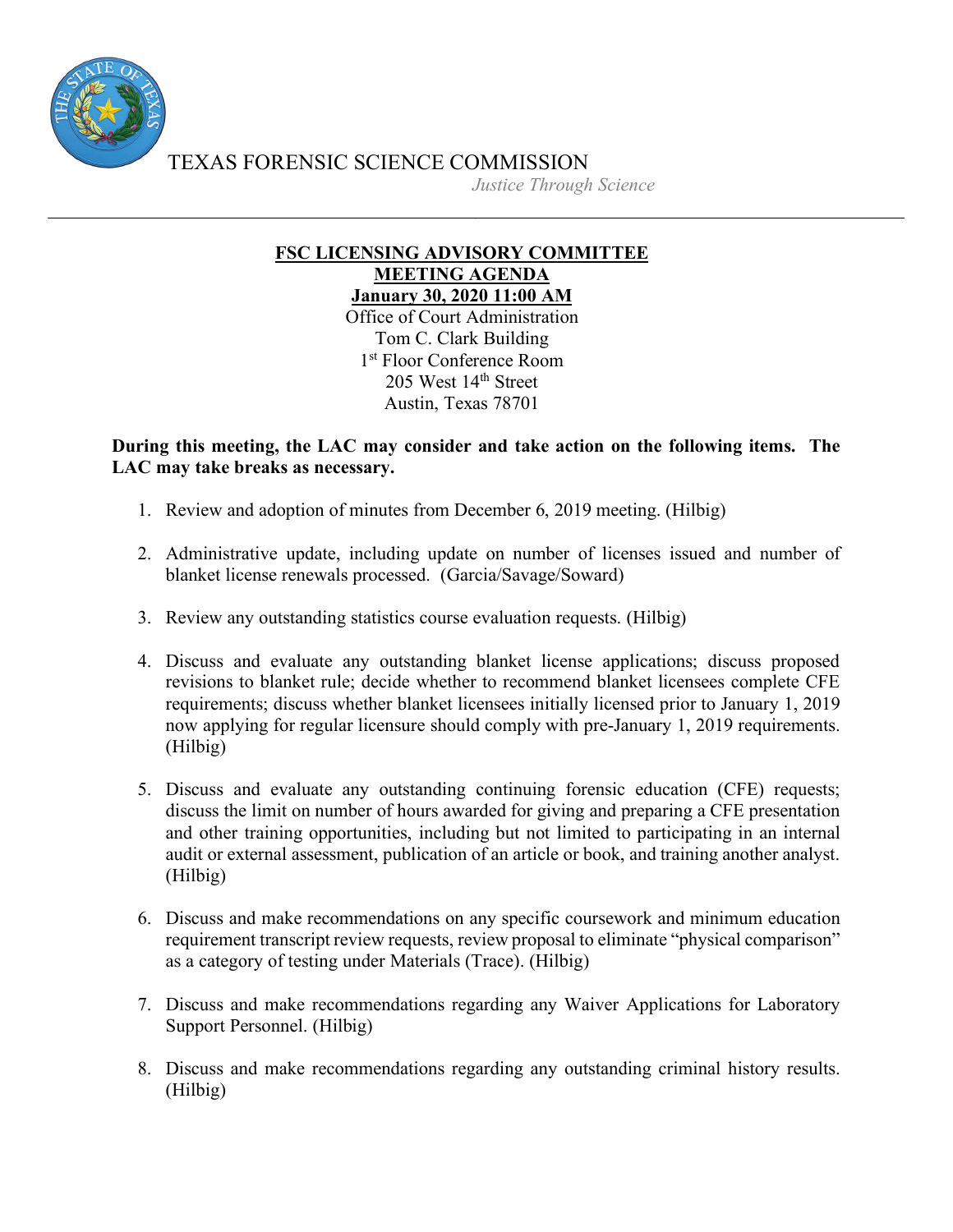TEXAS FORENSIC SCIENCE COMMISSION

*Justice Through Science*

---

**FSC LICENSING ADVISORY COMMITTEE**
**MEETING AGENDA**
**January 30, 2020 11:00 AM**

Office of Court Administration
Tom C. Clark Building
1st Floor Conference Room
205 West 14th Street
Austin, Texas 78701

**During this meeting, the LAC may consider and take action on the following items. The LAC may take breaks as necessary.**

1. Review and adoption of minutes from December 6, 2019 meeting. (Hilbig)

2. Administrative update, including update on number of licenses issued and number of blanket license renewals processed. (Garcia/Savage/Soward)

3. Review any outstanding statistics course evaluation requests. (Hilbig)

4. Discuss and evaluate any outstanding blanket license applications; discuss proposed revisions to blanket rule; decide whether to recommend blanket licensees complete CFE requirements; discuss whether blanket licensees initially licensed prior to January 1, 2019 now applying for regular licensure should comply with pre-January 1, 2019 requirements. (Hilbig)

5. Discuss and evaluate any outstanding continuing forensic education (CFE) requests; discuss the limit on number of hours awarded for giving and preparing a CFE presentation and other training opportunities, including but not limited to participating in an internal audit or external assessment, publication of an article or book, and training another analyst. (Hilbig)

6. Discuss and make recommendations on any specific coursework and minimum education requirement transcript review requests, review proposal to eliminate "physical comparison" as a category of testing under Materials (Trace). (Hilbig)

7. Discuss and make recommendations regarding any Waiver Applications for Laboratory Support Personnel. (Hilbig)

8. Discuss and make recommendations regarding any outstanding criminal history results. (Hilbig)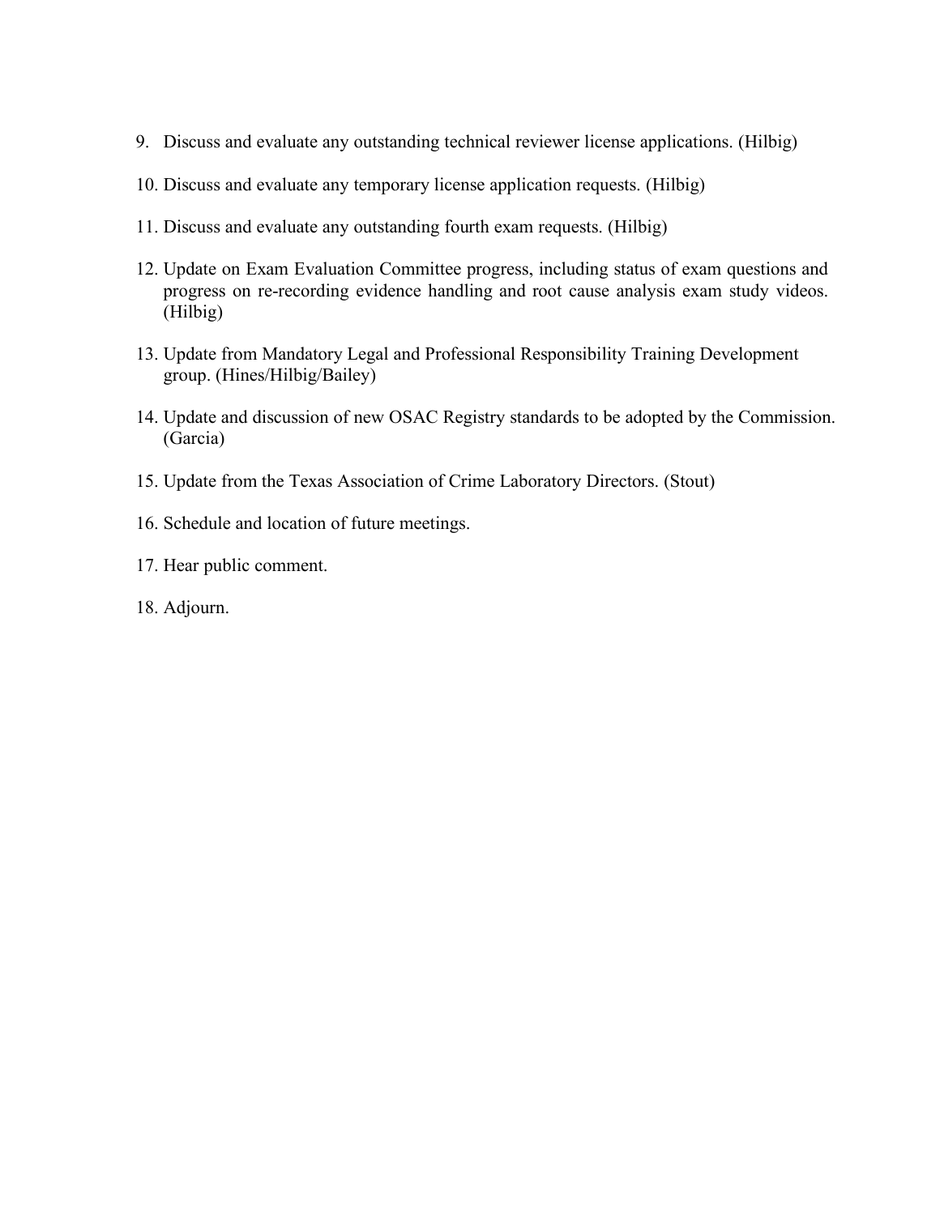9. Discuss and evaluate any outstanding technical reviewer license applications. (Hilbig)

10. Discuss and evaluate any temporary license application requests. (Hilbig)

11. Discuss and evaluate any outstanding fourth exam requests. (Hilbig)

12. Update on Exam Evaluation Committee progress, including status of exam questions and progress on re-recording evidence handling and root cause analysis exam study videos. (Hilbig)

13. Update from Mandatory Legal and Professional Responsibility Training Development group. (Hines/Hilbig/Bailey)

14. Update and discussion of new OSAC Registry standards to be adopted by the Commission. (Garcia)

15. Update from the Texas Association of Crime Laboratory Directors. (Stout)

16. Schedule and location of future meetings.

17. Hear public comment.

18. Adjourn.